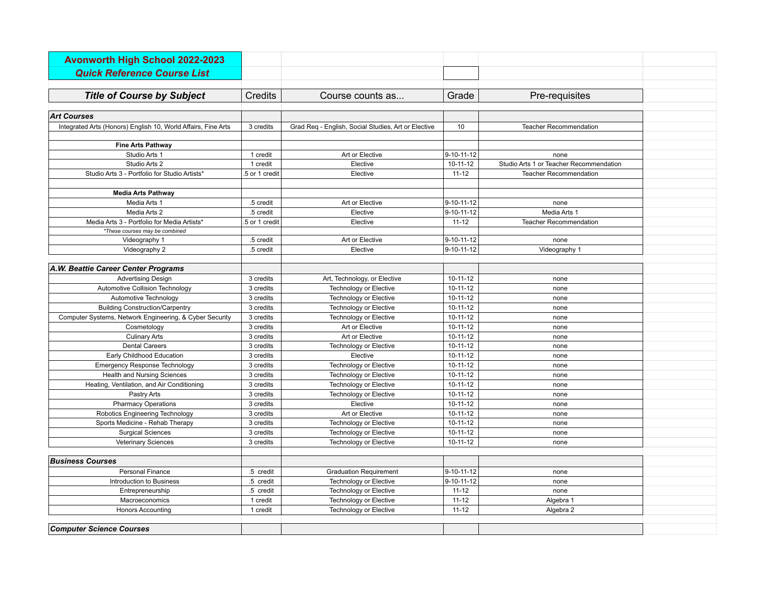# Avonworth High School 2022-2023
## *Quick Reference Course List*

| *Title of Course by Subject* | Credits | Course counts as... | Grade | Pre-requisites |
|---|---|---|---|---|
| ***Art Courses*** | | | | |
| Integrated Arts (Honors) English 10, World Affairs, Fine Arts | 3 credits | Grad Req - English, Social Studies, Art or Elective | 10 | Teacher Recommendation |
| **Fine Arts Pathway** | | | | |
| Studio Arts 1 | 1 credit | Art or Elective | 9-10-11-12 | none |
| Studio Arts 2 | 1 credit | Elective | 10-11-12 | Studio Arts 1 or Teacher Recommendation |
| Studio Arts 3 - Portfolio for Studio Artists* | .5 or 1 credit | Elective | 11-12 | Teacher Recommendation |
| **Media Arts Pathway** | | | | |
| Media Arts 1 | .5 credit | Art or Elective | 9-10-11-12 | none |
| Media Arts 2 | .5 credit | Elective | 9-10-11-12 | Media Arts 1 |
| Media Arts 3 - Portfolio for Media Artists* | .5 or 1 credit | Elective | 11-12 | Teacher Recommendation |
| *\*These courses may be combined* | | | | |
| Videography 1 | .5 credit | Art or Elective | 9-10-11-12 | none |
| Videography 2 | .5 credit | Elective | 9-10-11-12 | Videography 1 |
| ***A.W. Beattie Career Center Programs*** | | | | |
| Advertising Design | 3 credits | Art, Technology, or Elective | 10-11-12 | none |
| Automotive Collision Technology | 3 credits | Technology or Elective | 10-11-12 | none |
| Automotive Technology | 3 credits | Technology or Elective | 10-11-12 | none |
| Building Construction/Carpentry | 3 credits | Technology or Elective | 10-11-12 | none |
| Computer Systems, Network Engineering, & Cyber Security | 3 credits | Technology or Elective | 10-11-12 | none |
| Cosmetology | 3 credits | Art or Elective | 10-11-12 | none |
| Culinary Arts | 3 credits | Art or Elective | 10-11-12 | none |
| Dental Careers | 3 credits | Technology or Elective | 10-11-12 | none |
| Early Childhood Education | 3 credits | Elective | 10-11-12 | none |
| Emergency Response Technology | 3 credits | Technology or Elective | 10-11-12 | none |
| Health and Nursing Sciences | 3 credits | Technology or Elective | 10-11-12 | none |
| Heating, Ventilation, and Air Conditioning | 3 credits | Technology or Elective | 10-11-12 | none |
| Pastry Arts | 3 credits | Technology or Elective | 10-11-12 | none |
| Pharmacy Operations | 3 credits | Elective | 10-11-12 | none |
| Robotics Engineering Technology | 3 credits | Art or Elective | 10-11-12 | none |
| Sports Medicine - Rehab Therapy | 3 credits | Technology or Elective | 10-11-12 | none |
| Surgical Sciences | 3 credits | Technology or Elective | 10-11-12 | none |
| Veterinary Sciences | 3 credits | Technology or Elective | 10-11-12 | none |
| ***Business Courses*** | | | | |
| Personal Finance | .5 credit | Graduation Requirement | 9-10-11-12 | none |
| Introduction to Business | .5 credit | Technology or Elective | 9-10-11-12 | none |
| Entrepreneurship | .5 credit | Technology or Elective | 11-12 | none |
| Macroeconomics | 1 credit | Technology or Elective | 11-12 | Algebra 1 |
| Honors Accounting | 1 credit | Technology or Elective | 11-12 | Algebra 2 |
| ***Computer Science Courses*** | | | | |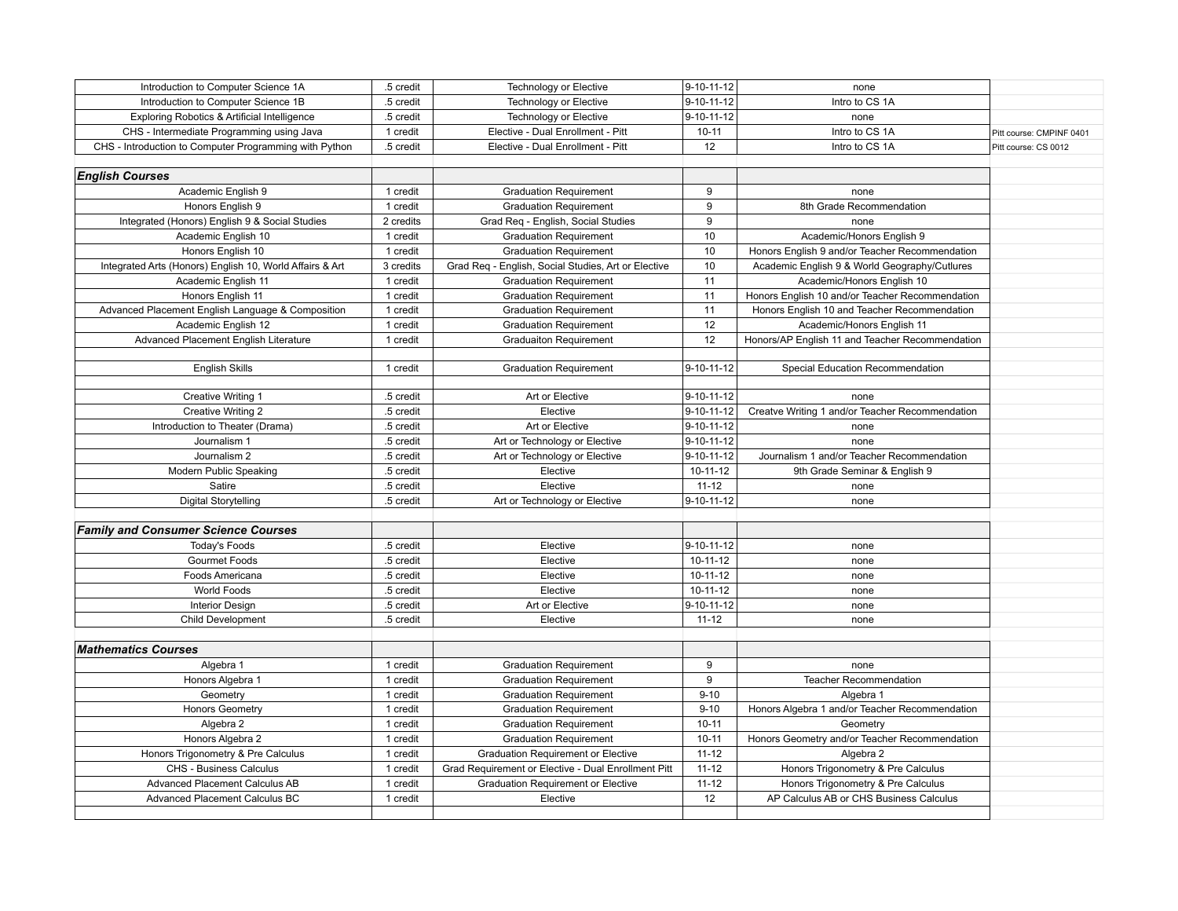| | | | | | |
|---|---|---|---|---|---|
| Introduction to Computer Science 1A | .5 credit | Technology or Elective | 9-10-11-12 | none | |
| Introduction to Computer Science 1B | .5 credit | Technology or Elective | 9-10-11-12 | Intro to CS 1A | |
| Exploring Robotics & Artificial Intelligence | .5 credit | Technology or Elective | 9-10-11-12 | none | |
| CHS - Intermediate Programming using Java | 1 credit | Elective - Dual Enrollment - Pitt | 10-11 | Intro to CS 1A | Pitt course: CMPINF 0401 |
| CHS - Introduction to Computer Programming with Python | .5 credit | Elective - Dual Enrollment - Pitt | 12 | Intro to CS 1A | Pitt course: CS 0012 |
| | | | | | |
| ***English Courses*** | | | | | |
| Academic English 9 | 1 credit | Graduation Requirement | 9 | none | |
| Honors English 9 | 1 credit | Graduation Requirement | 9 | 8th Grade Recommendation | |
| Integrated (Honors) English 9 & Social Studies | 2 credits | Grad Req - English, Social Studies | 9 | none | |
| Academic English 10 | 1 credit | Graduation Requirement | 10 | Academic/Honors English 9 | |
| Honors English 10 | 1 credit | Graduation Requirement | 10 | Honors English 9 and/or Teacher Recommendation | |
| Integrated Arts (Honors) English 10, World Affairs & Art | 3 credits | Grad Req - English, Social Studies, Art or Elective | 10 | Academic English 9 & World Geography/Cutlures | |
| Academic English 11 | 1 credit | Graduation Requirement | 11 | Academic/Honors English 10 | |
| Honors English 11 | 1 credit | Graduation Requirement | 11 | Honors English 10 and/or Teacher Recommendation | |
| Advanced Placement English Language & Composition | 1 credit | Graduation Requirement | 11 | Honors English 10 and Teacher Recommendation | |
| Academic English 12 | 1 credit | Graduation Requirement | 12 | Academic/Honors English 11 | |
| Advanced Placement English Literature | 1 credit | Graduaiton Requirement | 12 | Honors/AP English 11 and Teacher Recommendation | |
| | | | | | |
| English Skills | 1 credit | Graduation Requirement | 9-10-11-12 | Special Education Recommendation | |
| | | | | | |
| Creative Writing 1 | .5 credit | Art or Elective | 9-10-11-12 | none | |
| Creative Writing 2 | .5 credit | Elective | 9-10-11-12 | Creatve Writing 1 and/or Teacher Recommendation | |
| Introduction to Theater (Drama) | .5 credit | Art or Elective | 9-10-11-12 | none | |
| Journalism 1 | .5 credit | Art or Technology or Elective | 9-10-11-12 | none | |
| Journalism 2 | .5 credit | Art or Technology or Elective | 9-10-11-12 | Journalism 1 and/or Teacher Recommendation | |
| Modern Public Speaking | .5 credit | Elective | 10-11-12 | 9th Grade Seminar & English 9 | |
| Satire | .5 credit | Elective | 11-12 | none | |
| Digital Storytelling | .5 credit | Art or Technology or Elective | 9-10-11-12 | none | |
| | | | | | |
| ***Family and Consumer Science Courses*** | | | | | |
| Today's Foods | .5 credit | Elective | 9-10-11-12 | none | |
| Gourmet Foods | .5 credit | Elective | 10-11-12 | none | |
| Foods Americana | .5 credit | Elective | 10-11-12 | none | |
| World Foods | .5 credit | Elective | 10-11-12 | none | |
| Interior Design | .5 credit | Art or Elective | 9-10-11-12 | none | |
| Child Development | .5 credit | Elective | 11-12 | none | |
| | | | | | |
| ***Mathematics Courses*** | | | | | |
| Algebra 1 | 1 credit | Graduation Requirement | 9 | none | |
| Honors Algebra 1 | 1 credit | Graduation Requirement | 9 | Teacher Recommendation | |
| Geometry | 1 credit | Graduation Requirement | 9-10 | Algebra 1 | |
| Honors Geometry | 1 credit | Graduation Requirement | 9-10 | Honors Algebra 1 and/or Teacher Recommendation | |
| Algebra 2 | 1 credit | Graduation Requirement | 10-11 | Geometry | |
| Honors Algebra 2 | 1 credit | Graduation Requirement | 10-11 | Honors Geometry and/or Teacher Recommendation | |
| Honors Trigonometry & Pre Calculus | 1 credit | Graduation Requirement or Elective | 11-12 | Algebra 2 | |
| CHS - Business Calculus | 1 credit | Grad Requirement or Elective - Dual Enrollment Pitt | 11-12 | Honors Trigonometry & Pre Calculus | |
| Advanced Placement Calculus AB | 1 credit | Graduation Requirement or Elective | 11-12 | Honors Trigonometry & Pre Calculus | |
| Advanced Placement Calculus BC | 1 credit | Elective | 12 | AP Calculus AB or CHS Business Calculus | |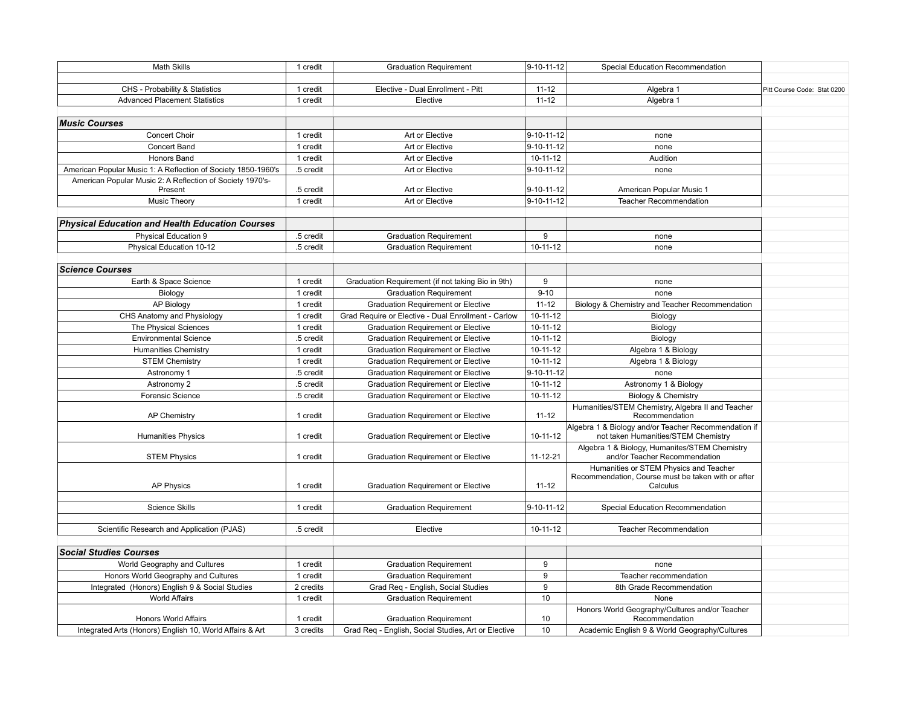| | | | | | |
|---|---|---|---|---|---|
| Math Skills | 1 credit | Graduation Requirement | 9-10-11-12 | Special Education Recommendation | |
| | | | | | |
| CHS - Probability & Statistics | 1 credit | Elective - Dual Enrollment - Pitt | 11-12 | Algebra 1 | Pitt Course Code: Stat 0200 |
| Advanced Placement Statistics | 1 credit | Elective | 11-12 | Algebra 1 | |
| | | | | | |
| ***Music Courses*** | | | | | |
| Concert Choir | 1 credit | Art or Elective | 9-10-11-12 | none | |
| Concert Band | 1 credit | Art or Elective | 9-10-11-12 | none | |
| Honors Band | 1 credit | Art or Elective | 10-11-12 | Audition | |
| American Popular Music 1: A Reflection of Society 1850-1960's | .5 credit | Art or Elective | 9-10-11-12 | none | |
| American Popular Music 2: A Reflection of Society 1970's-Present | .5 credit | Art or Elective | 9-10-11-12 | American Popular Music 1 | |
| Music Theory | 1 credit | Art or Elective | 9-10-11-12 | Teacher Recommendation | |
| | | | | | |
| ***Physical Education and Health Education Courses*** | | | | | |
| Physical Education 9 | .5 credit | Graduation Requirement | 9 | none | |
| Physical Education 10-12 | .5 credit | Graduation Requirement | 10-11-12 | none | |
| | | | | | |
| ***Science Courses*** | | | | | |
| Earth & Space Science | 1 credit | Graduation Requirement (if not taking Bio in 9th) | 9 | none | |
| Biology | 1 credit | Graduation Requirement | 9-10 | none | |
| AP Biology | 1 credit | Graduation Requirement or Elective | 11-12 | Biology & Chemistry and Teacher Recommendation | |
| CHS Anatomy and Physiology | 1 credit | Grad Require or Elective - Dual Enrollment - Carlow | 10-11-12 | Biology | |
| The Physical Sciences | 1 credit | Graduation Requirement or Elective | 10-11-12 | Biology | |
| Environmental Science | .5 credit | Graduation Requirement or Elective | 10-11-12 | Biology | |
| Humanities Chemistry | 1 credit | Graduation Requirement or Elective | 10-11-12 | Algebra 1 & Biology | |
| STEM Chemistry | 1 credit | Graduation Requirement or Elective | 10-11-12 | Algebra 1 & Biology | |
| Astronomy 1 | .5 credit | Graduation Requirement or Elective | 9-10-11-12 | none | |
| Astronomy 2 | .5 credit | Graduation Requirement or Elective | 10-11-12 | Astronomy 1 & Biology | |
| Forensic Science | .5 credit | Graduation Requirement or Elective | 10-11-12 | Biology & Chemistry | |
| AP Chemistry | 1 credit | Graduation Requirement or Elective | 11-12 | Humanities/STEM Chemistry, Algebra II and Teacher Recommendation | |
| Humanities Physics | 1 credit | Graduation Requirement or Elective | 10-11-12 | Algebra 1 & Biology and/or Teacher Recommendation if not taken Humanities/STEM Chemistry | |
| STEM Physics | 1 credit | Graduation Requirement or Elective | 11-12-21 | Algebra 1 & Biology, Humanites/STEM Chemistry and/or Teacher Recommendation | |
| AP Physics | 1 credit | Graduation Requirement or Elective | 11-12 | Humanities or STEM Physics and Teacher Recommendation, Course must be taken with or after Calculus | |
| | | | | | |
| Science Skills | 1 credit | Graduation Requirement | 9-10-11-12 | Special Education Recommendation | |
| | | | | | |
| Scientific Research and Application (PJAS) | .5 credit | Elective | 10-11-12 | Teacher Recommendation | |
| | | | | | |
| ***Social Studies Courses*** | | | | | |
| World Geography and Cultures | 1 credit | Graduation Requirement | 9 | none | |
| Honors World Geography and Cultures | 1 credit | Graduation Requirement | 9 | Teacher recommendation | |
| Integrated (Honors) English 9 & Social Studies | 2 credits | Grad Req - English, Social Studies | 9 | 8th Grade Recommendation | |
| World Affairs | 1 credit | Graduation Requirement | 10 | None | |
| Honors World Affairs | 1 credit | Graduation Requirement | 10 | Honors World Geography/Cultures and/or Teacher Recommendation | |
| Integrated Arts (Honors) English 10, World Affairs & Art | 3 credits | Grad Req - English, Social Studies, Art or Elective | 10 | Academic English 9 & World Geography/Cultures | |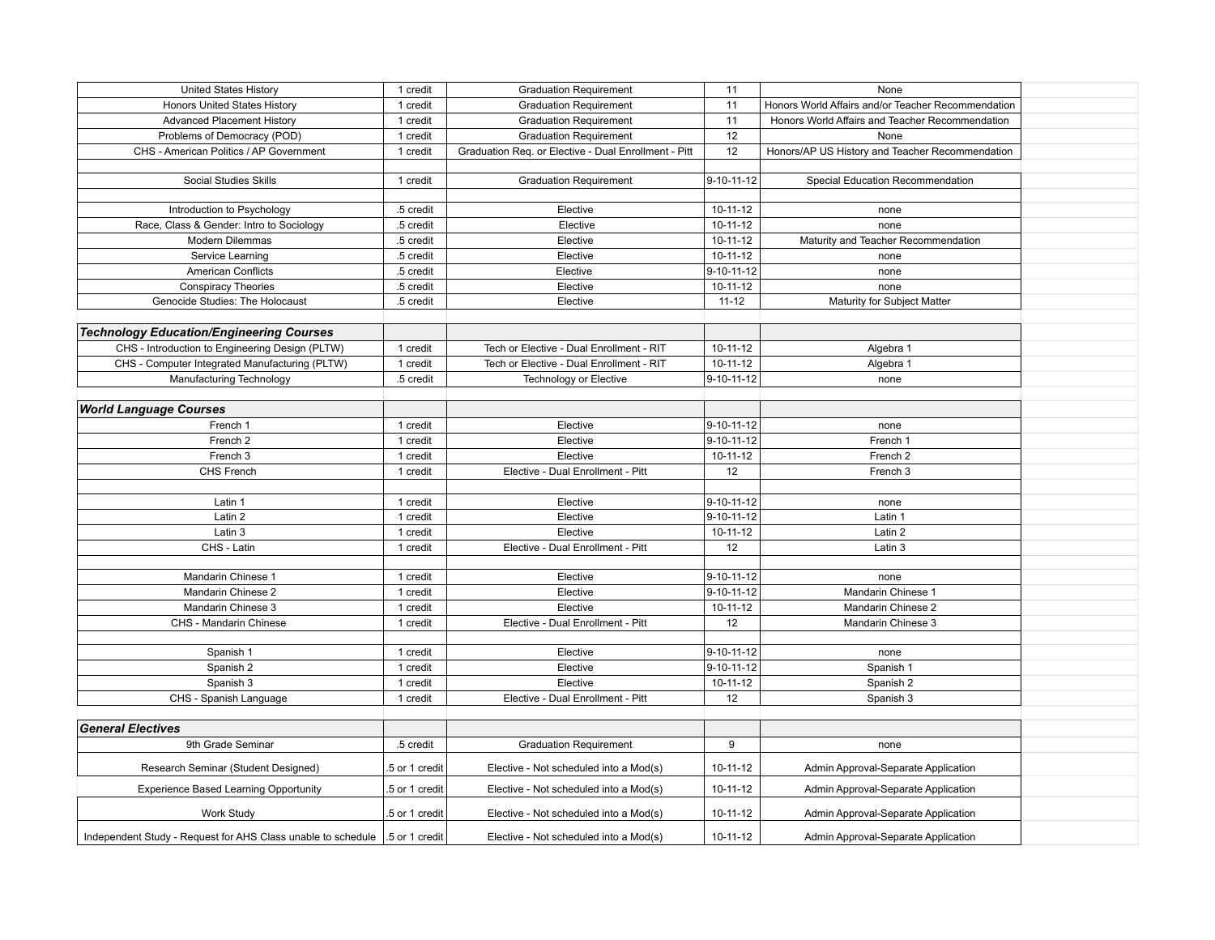| | | | | |
|---|---|---|---|---|
| United States History | 1 credit | Graduation Requirement | 11 | None |
| Honors United States History | 1 credit | Graduation Requirement | 11 | Honors World Affairs and/or Teacher Recommendation |
| Advanced Placement History | 1 credit | Graduation Requirement | 11 | Honors World Affairs and Teacher Recommendation |
| Problems of Democracy (POD) | 1 credit | Graduation Requirement | 12 | None |
| CHS - American Politics / AP Government | 1 credit | Graduation Req. or Elective - Dual Enrollment - Pitt | 12 | Honors/AP US History and Teacher Recommendation |
| | | | | |
| Social Studies Skills | 1 credit | Graduation Requirement | 9-10-11-12 | Special Education Recommendation |
| | | | | |
| Introduction to Psychology | .5 credit | Elective | 10-11-12 | none |
| Race, Class & Gender: Intro to Sociology | .5 credit | Elective | 10-11-12 | none |
| Modern Dilemmas | .5 credit | Elective | 10-11-12 | Maturity and Teacher Recommendation |
| Service Learning | .5 credit | Elective | 10-11-12 | none |
| American Conflicts | .5 credit | Elective | 9-10-11-12 | none |
| Conspiracy Theories | .5 credit | Elective | 10-11-12 | none |
| Genocide Studies: The Holocaust | .5 credit | Elective | 11-12 | Maturity for Subject Matter |
| | | | | |
| ***Technology Education/Engineering Courses*** | | | | |
| CHS - Introduction to Engineering Design (PLTW) | 1 credit | Tech or Elective - Dual Enrollment - RIT | 10-11-12 | Algebra 1 |
| CHS - Computer Integrated Manufacturing (PLTW) | 1 credit | Tech or Elective - Dual Enrollment - RIT | 10-11-12 | Algebra 1 |
| Manufacturing Technology | .5 credit | Technology or Elective | 9-10-11-12 | none |
| | | | | |
| ***World Language Courses*** | | | | |
| French 1 | 1 credit | Elective | 9-10-11-12 | none |
| French 2 | 1 credit | Elective | 9-10-11-12 | French 1 |
| French 3 | 1 credit | Elective | 10-11-12 | French 2 |
| CHS French | 1 credit | Elective - Dual Enrollment - Pitt | 12 | French 3 |
| | | | | |
| Latin 1 | 1 credit | Elective | 9-10-11-12 | none |
| Latin 2 | 1 credit | Elective | 9-10-11-12 | Latin 1 |
| Latin 3 | 1 credit | Elective | 10-11-12 | Latin 2 |
| CHS - Latin | 1 credit | Elective - Dual Enrollment - Pitt | 12 | Latin 3 |
| | | | | |
| Mandarin Chinese 1 | 1 credit | Elective | 9-10-11-12 | none |
| Mandarin Chinese 2 | 1 credit | Elective | 9-10-11-12 | Mandarin Chinese 1 |
| Mandarin Chinese 3 | 1 credit | Elective | 10-11-12 | Mandarin Chinese 2 |
| CHS - Mandarin Chinese | 1 credit | Elective - Dual Enrollment - Pitt | 12 | Mandarin Chinese 3 |
| | | | | |
| Spanish 1 | 1 credit | Elective | 9-10-11-12 | none |
| Spanish 2 | 1 credit | Elective | 9-10-11-12 | Spanish 1 |
| Spanish 3 | 1 credit | Elective | 10-11-12 | Spanish 2 |
| CHS - Spanish Language | 1 credit | Elective - Dual Enrollment - Pitt | 12 | Spanish 3 |
| | | | | |
| ***General Electives*** | | | | |
| 9th Grade Seminar | .5 credit | Graduation Requirement | 9 | none |
| Research Seminar (Student Designed) | .5 or 1 credit | Elective - Not scheduled into a Mod(s) | 10-11-12 | Admin Approval-Separate Application |
| Experience Based Learning Opportunity | .5 or 1 credit | Elective - Not scheduled into a Mod(s) | 10-11-12 | Admin Approval-Separate Application |
| Work Study | .5 or 1 credit | Elective - Not scheduled into a Mod(s) | 10-11-12 | Admin Approval-Separate Application |
| Independent Study - Request for AHS Class unable to schedule | .5 or 1 credit | Elective - Not scheduled into a Mod(s) | 10-11-12 | Admin Approval-Separate Application |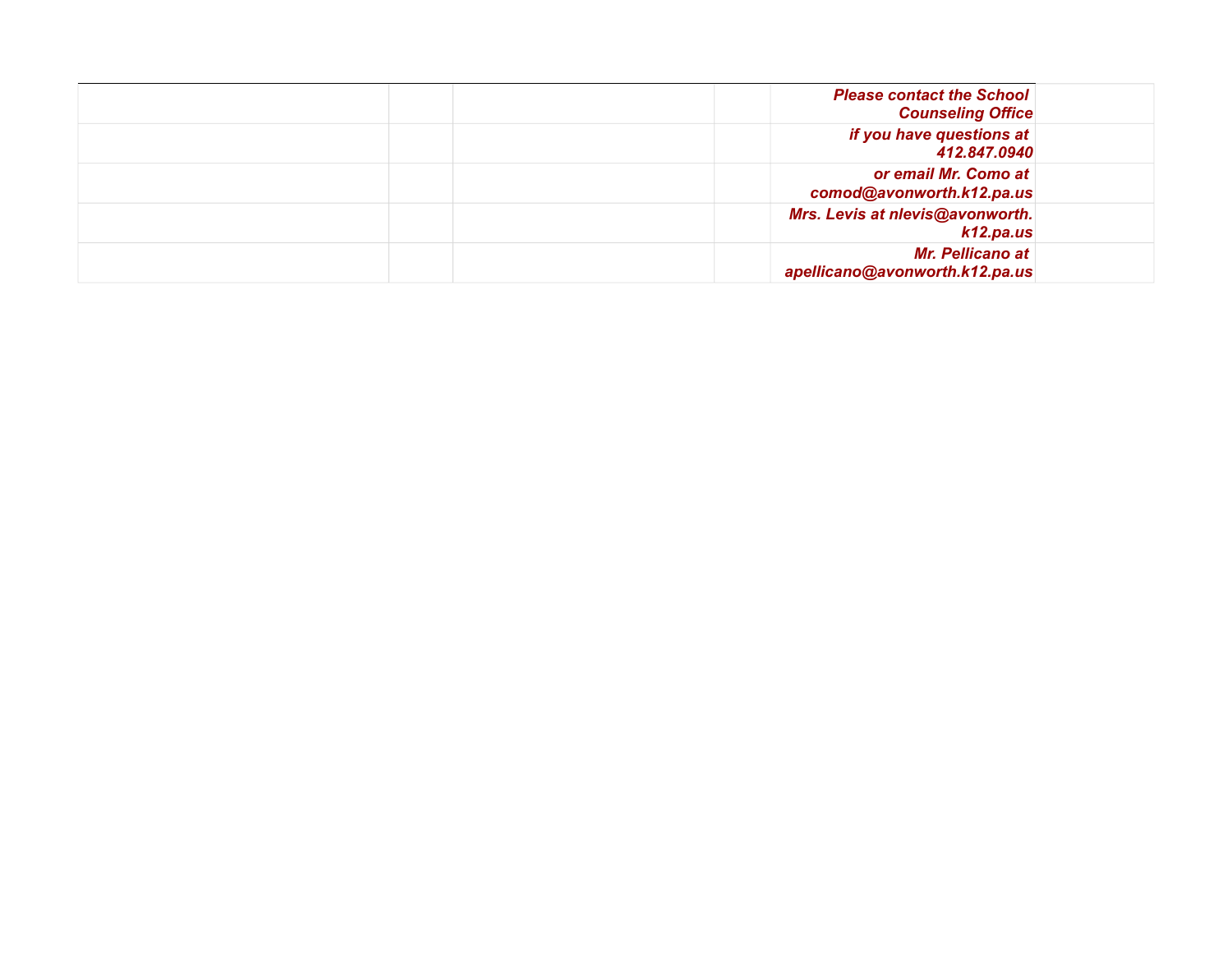***Please contact the School Counseling Office***

***if you have questions at 412.847.0940***

***or email Mr. Como at comod@avonworth.k12.pa.us***

***Mrs. Levis at nlevis@avonworth.k12.pa.us***

***Mr. Pellicano at apellicano@avonworth.k12.pa.us***